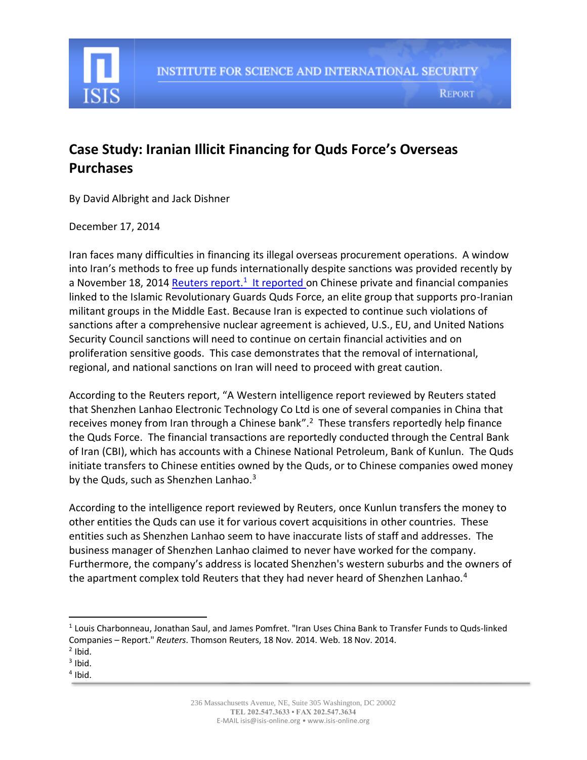# Case Study: Iranian Illicit Financing for Quds Force's Overseas Purchases

By David Albright and Jack Dishner

December 17, 2014

Iran faces many difficulties in financing its illegal overseas procurement operations. A window into Iran's methods to free up funds internationally despite sanctions was provided recently by a November 18, 2014 Reuters report.[1] It reported on Chinese private and financial companies linked to the Islamic Revolutionary Guards Quds Force, an elite group that supports pro-Iranian militant groups in the Middle East. Because Iran is expected to continue such violations of sanctions after a comprehensive nuclear agreement is achieved, U.S., EU, and United Nations Security Council sanctions will need to continue on certain financial activities and on proliferation sensitive goods. This case demonstrates that the removal of international, regional, and national sanctions on Iran will need to proceed with great caution.

According to the Reuters report, "A Western intelligence report reviewed by Reuters stated that Shenzhen Lanhao Electronic Technology Co Ltd is one of several companies in China that receives money from Iran through a Chinese bank".[2] These transfers reportedly help finance the Quds Force. The financial transactions are reportedly conducted through the Central Bank of Iran (CBI), which has accounts with a Chinese National Petroleum, Bank of Kunlun. The Quds initiate transfers to Chinese entities owned by the Quds, or to Chinese companies owed money by the Quds, such as Shenzhen Lanhao.[3]

According to the intelligence report reviewed by Reuters, once Kunlun transfers the money to other entities the Quds can use it for various covert acquisitions in other countries. These entities such as Shenzhen Lanhao seem to have inaccurate lists of staff and addresses. The business manager of Shenzhen Lanhao claimed to never have worked for the company. Furthermore, the company's address is located Shenzhen's western suburbs and the owners of the apartment complex told Reuters that they had never heard of Shenzhen Lanhao.[4]

---

[1] Louis Charbonneau, Jonathan Saul, and James Pomfret. "Iran Uses China Bank to Transfer Funds to Quds-linked Companies – Report." *Reuters*. Thomson Reuters, 18 Nov. 2014. Web. 18 Nov. 2014.

[2] Ibid.

[3] Ibid.

[4] Ibid.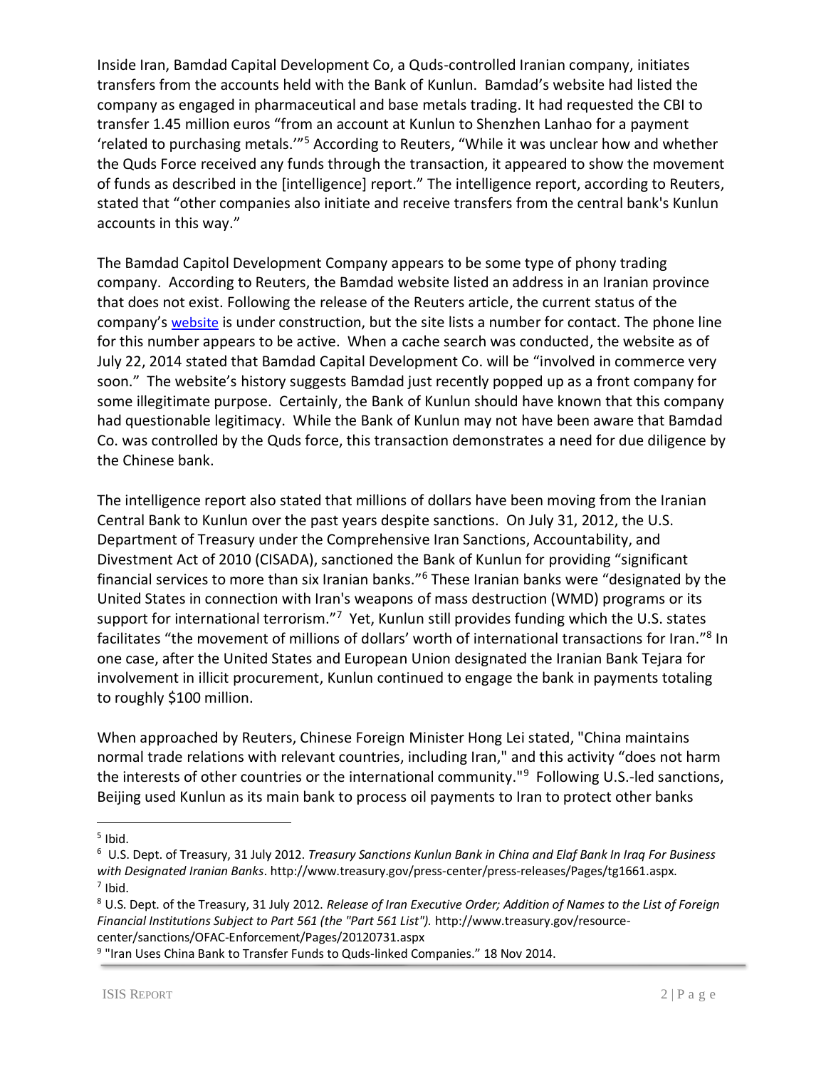Inside Iran, Bamdad Capital Development Co, a Quds-controlled Iranian company, initiates transfers from the accounts held with the Bank of Kunlun. Bamdad's website had listed the company as engaged in pharmaceutical and base metals trading. It had requested the CBI to transfer 1.45 million euros "from an account at Kunlun to Shenzhen Lanhao for a payment 'related to purchasing metals.'"[5] According to Reuters, "While it was unclear how and whether the Quds Force received any funds through the transaction, it appeared to show the movement of funds as described in the [intelligence] report." The intelligence report, according to Reuters, stated that "other companies also initiate and receive transfers from the central bank's Kunlun accounts in this way."

The Bamdad Capitol Development Company appears to be some type of phony trading company. According to Reuters, the Bamdad website listed an address in an Iranian province that does not exist. Following the release of the Reuters article, the current status of the company's website is under construction, but the site lists a number for contact. The phone line for this number appears to be active. When a cache search was conducted, the website as of July 22, 2014 stated that Bamdad Capital Development Co. will be "involved in commerce very soon." The website's history suggests Bamdad just recently popped up as a front company for some illegitimate purpose. Certainly, the Bank of Kunlun should have known that this company had questionable legitimacy. While the Bank of Kunlun may not have been aware that Bamdad Co. was controlled by the Quds force, this transaction demonstrates a need for due diligence by the Chinese bank.

The intelligence report also stated that millions of dollars have been moving from the Iranian Central Bank to Kunlun over the past years despite sanctions. On July 31, 2012, the U.S. Department of Treasury under the Comprehensive Iran Sanctions, Accountability, and Divestment Act of 2010 (CISADA), sanctioned the Bank of Kunlun for providing "significant financial services to more than six Iranian banks."[6] These Iranian banks were "designated by the United States in connection with Iran's weapons of mass destruction (WMD) programs or its support for international terrorism."[7] Yet, Kunlun still provides funding which the U.S. states facilitates "the movement of millions of dollars' worth of international transactions for Iran."[8] In one case, after the United States and European Union designated the Iranian Bank Tejara for involvement in illicit procurement, Kunlun continued to engage the bank in payments totaling to roughly $100 million.

When approached by Reuters, Chinese Foreign Minister Hong Lei stated, "China maintains normal trade relations with relevant countries, including Iran," and this activity "does not harm the interests of other countries or the international community."[9] Following U.S.-led sanctions, Beijing used Kunlun as its main bank to process oil payments to Iran to protect other banks

---

[5] Ibid.

[6] U.S. Dept. of Treasury, 31 July 2012. *Treasury Sanctions Kunlun Bank in China and Elaf Bank In Iraq For Business with Designated Iranian Banks*. http://www.treasury.gov/press-center/press-releases/Pages/tg1661.aspx.

[7] Ibid.

[8] U.S. Dept. of the Treasury, 31 July 2012. *Release of Iran Executive Order; Addition of Names to the List of Foreign Financial Institutions Subject to Part 561 (the "Part 561 List").* http://www.treasury.gov/resource-center/sanctions/OFAC-Enforcement/Pages/20120731.aspx

[9] "Iran Uses China Bank to Transfer Funds to Quds-linked Companies." 18 Nov 2014.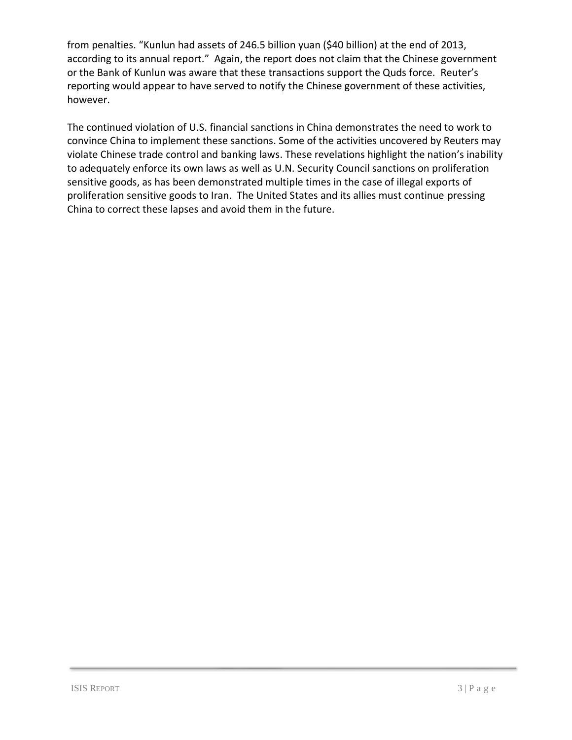from penalties. "Kunlun had assets of 246.5 billion yuan ($40 billion) at the end of 2013, according to its annual report." Again, the report does not claim that the Chinese government or the Bank of Kunlun was aware that these transactions support the Quds force. Reuter's reporting would appear to have served to notify the Chinese government of these activities, however.

The continued violation of U.S. financial sanctions in China demonstrates the need to work to convince China to implement these sanctions. Some of the activities uncovered by Reuters may violate Chinese trade control and banking laws. These revelations highlight the nation's inability to adequately enforce its own laws as well as U.N. Security Council sanctions on proliferation sensitive goods, as has been demonstrated multiple times in the case of illegal exports of proliferation sensitive goods to Iran. The United States and its allies must continue pressing China to correct these lapses and avoid them in the future.